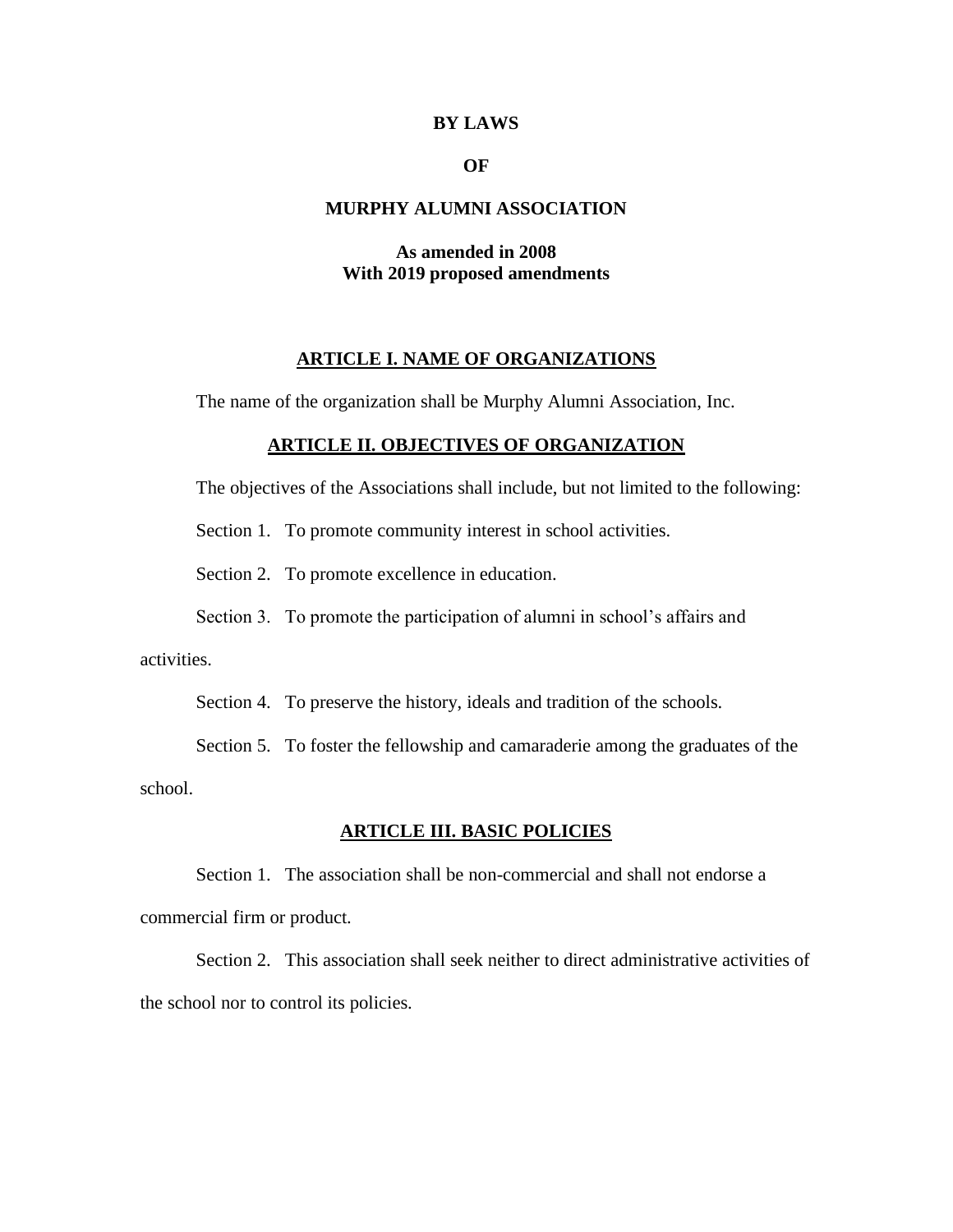# BY LAWS

# OF

# MURPHY ALUMNI ASSOCIATION

**As amended in 2008**
**With 2019 proposed amendments**

## ARTICLE I. NAME OF ORGANIZATIONS

The name of the organization shall be Murphy Alumni Association, Inc.

## ARTICLE II. OBJECTIVES OF ORGANIZATION

The objectives of the Associations shall include, but not limited to the following:

Section 1. To promote community interest in school activities.

Section 2. To promote excellence in education.

Section 3. To promote the participation of alumni in school's affairs and activities.

Section 4. To preserve the history, ideals and tradition of the schools.

Section 5. To foster the fellowship and camaraderie among the graduates of the school.

## ARTICLE III. BASIC POLICIES

Section 1. The association shall be non-commercial and shall not endorse a commercial firm or product.

Section 2. This association shall seek neither to direct administrative activities of the school nor to control its policies.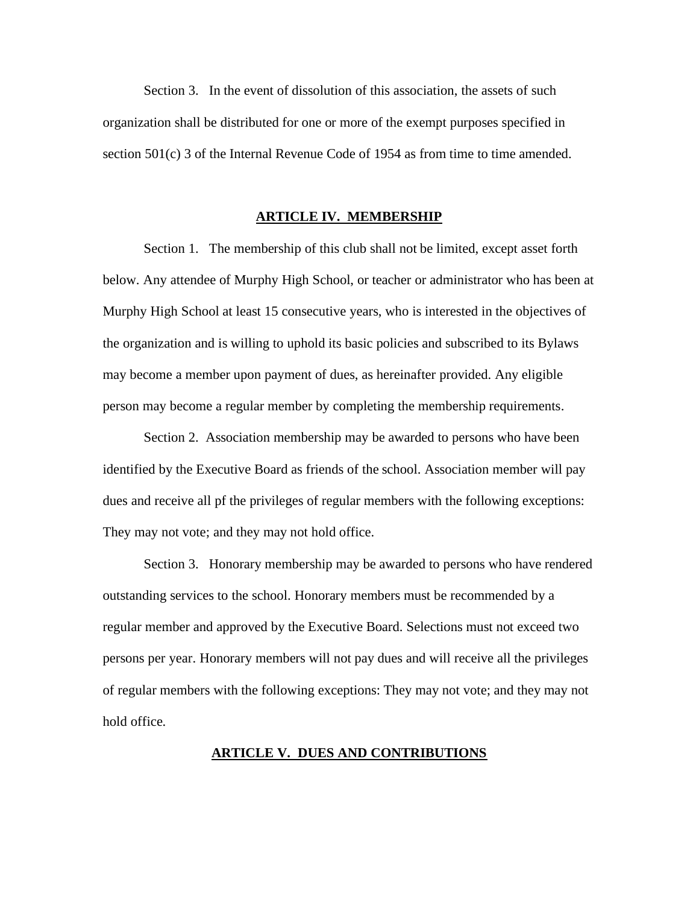Section 3. In the event of dissolution of this association, the assets of such organization shall be distributed for one or more of the exempt purposes specified in section 501(c) 3 of the Internal Revenue Code of 1954 as from time to time amended.

## ARTICLE IV. MEMBERSHIP

Section 1. The membership of this club shall not be limited, except asset forth below. Any attendee of Murphy High School, or teacher or administrator who has been at Murphy High School at least 15 consecutive years, who is interested in the objectives of the organization and is willing to uphold its basic policies and subscribed to its Bylaws may become a member upon payment of dues, as hereinafter provided. Any eligible person may become a regular member by completing the membership requirements.

Section 2. Association membership may be awarded to persons who have been identified by the Executive Board as friends of the school. Association member will pay dues and receive all pf the privileges of regular members with the following exceptions: They may not vote; and they may not hold office.

Section 3. Honorary membership may be awarded to persons who have rendered outstanding services to the school. Honorary members must be recommended by a regular member and approved by the Executive Board. Selections must not exceed two persons per year. Honorary members will not pay dues and will receive all the privileges of regular members with the following exceptions: They may not vote; and they may not hold office.

## ARTICLE V. DUES AND CONTRIBUTIONS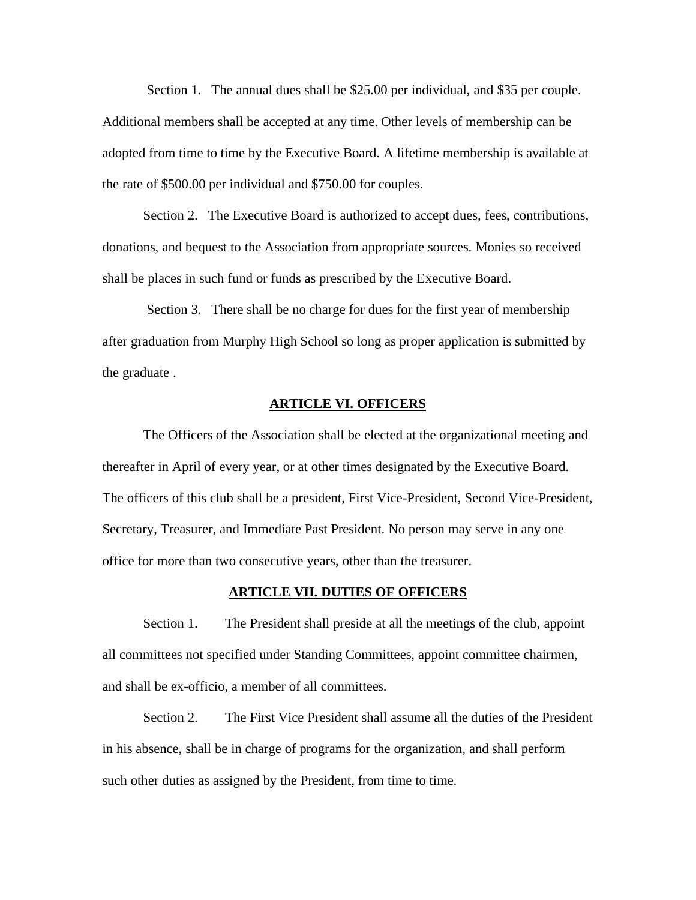Section 1. The annual dues shall be $25.00 per individual, and $35 per couple. Additional members shall be accepted at any time. Other levels of membership can be adopted from time to time by the Executive Board. A lifetime membership is available at the rate of $500.00 per individual and $750.00 for couples.

Section 2. The Executive Board is authorized to accept dues, fees, contributions, donations, and bequest to the Association from appropriate sources. Monies so received shall be places in such fund or funds as prescribed by the Executive Board.

Section 3. There shall be no charge for dues for the first year of membership after graduation from Murphy High School so long as proper application is submitted by the graduate .

## ARTICLE VI. OFFICERS

The Officers of the Association shall be elected at the organizational meeting and thereafter in April of every year, or at other times designated by the Executive Board. The officers of this club shall be a president, First Vice-President, Second Vice-President, Secretary, Treasurer, and Immediate Past President. No person may serve in any one office for more than two consecutive years, other than the treasurer.

## ARTICLE VII. DUTIES OF OFFICERS

Section 1. The President shall preside at all the meetings of the club, appoint all committees not specified under Standing Committees, appoint committee chairmen, and shall be ex-officio, a member of all committees.

Section 2. The First Vice President shall assume all the duties of the President in his absence, shall be in charge of programs for the organization, and shall perform such other duties as assigned by the President, from time to time.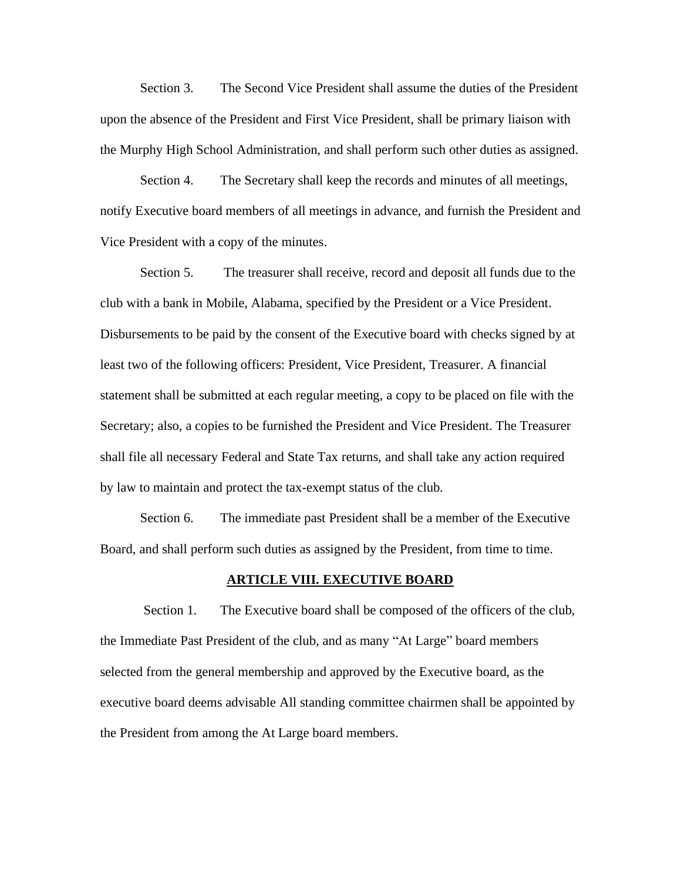Section 3. The Second Vice President shall assume the duties of the President upon the absence of the President and First Vice President, shall be primary liaison with the Murphy High School Administration, and shall perform such other duties as assigned.

Section 4. The Secretary shall keep the records and minutes of all meetings, notify Executive board members of all meetings in advance, and furnish the President and Vice President with a copy of the minutes.

Section 5. The treasurer shall receive, record and deposit all funds due to the club with a bank in Mobile, Alabama, specified by the President or a Vice President. Disbursements to be paid by the consent of the Executive board with checks signed by at least two of the following officers: President, Vice President, Treasurer. A financial statement shall be submitted at each regular meeting, a copy to be placed on file with the Secretary; also, a copies to be furnished the President and Vice President. The Treasurer shall file all necessary Federal and State Tax returns, and shall take any action required by law to maintain and protect the tax-exempt status of the club.

Section 6. The immediate past President shall be a member of the Executive Board, and shall perform such duties as assigned by the President, from time to time.

## ARTICLE VIII. EXECUTIVE BOARD

Section 1. The Executive board shall be composed of the officers of the club, the Immediate Past President of the club, and as many "At Large" board members selected from the general membership and approved by the Executive board, as the executive board deems advisable All standing committee chairmen shall be appointed by the President from among the At Large board members.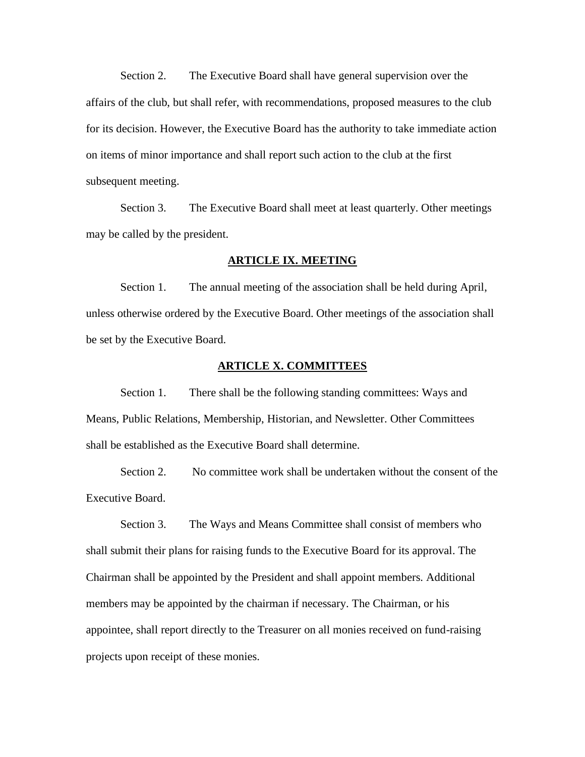Section 2. The Executive Board shall have general supervision over the affairs of the club, but shall refer, with recommendations, proposed measures to the club for its decision. However, the Executive Board has the authority to take immediate action on items of minor importance and shall report such action to the club at the first subsequent meeting.

Section 3. The Executive Board shall meet at least quarterly. Other meetings may be called by the president.

## ARTICLE IX. MEETING

Section 1. The annual meeting of the association shall be held during April, unless otherwise ordered by the Executive Board. Other meetings of the association shall be set by the Executive Board.

## ARTICLE X. COMMITTEES

Section 1. There shall be the following standing committees: Ways and Means, Public Relations, Membership, Historian, and Newsletter. Other Committees shall be established as the Executive Board shall determine.

Section 2. No committee work shall be undertaken without the consent of the Executive Board.

Section 3. The Ways and Means Committee shall consist of members who shall submit their plans for raising funds to the Executive Board for its approval. The Chairman shall be appointed by the President and shall appoint members. Additional members may be appointed by the chairman if necessary. The Chairman, or his appointee, shall report directly to the Treasurer on all monies received on fund-raising projects upon receipt of these monies.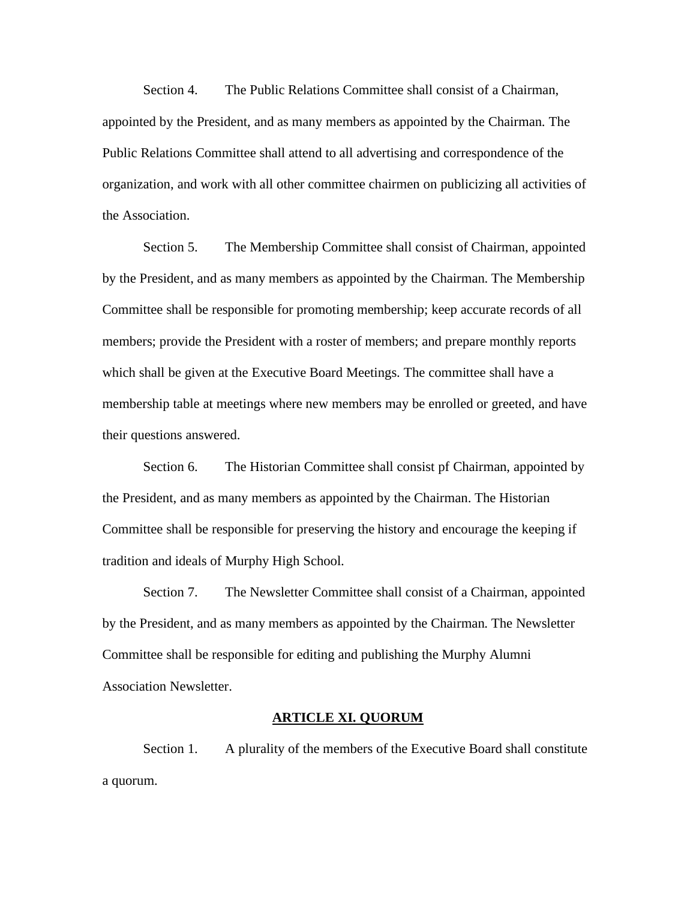Section 4. The Public Relations Committee shall consist of a Chairman, appointed by the President, and as many members as appointed by the Chairman. The Public Relations Committee shall attend to all advertising and correspondence of the organization, and work with all other committee chairmen on publicizing all activities of the Association.

Section 5. The Membership Committee shall consist of Chairman, appointed by the President, and as many members as appointed by the Chairman. The Membership Committee shall be responsible for promoting membership; keep accurate records of all members; provide the President with a roster of members; and prepare monthly reports which shall be given at the Executive Board Meetings. The committee shall have a membership table at meetings where new members may be enrolled or greeted, and have their questions answered.

Section 6. The Historian Committee shall consist pf Chairman, appointed by the President, and as many members as appointed by the Chairman. The Historian Committee shall be responsible for preserving the history and encourage the keeping if tradition and ideals of Murphy High School.

Section 7. The Newsletter Committee shall consist of a Chairman, appointed by the President, and as many members as appointed by the Chairman. The Newsletter Committee shall be responsible for editing and publishing the Murphy Alumni Association Newsletter.

## ARTICLE XI. QUORUM

Section 1. A plurality of the members of the Executive Board shall constitute a quorum.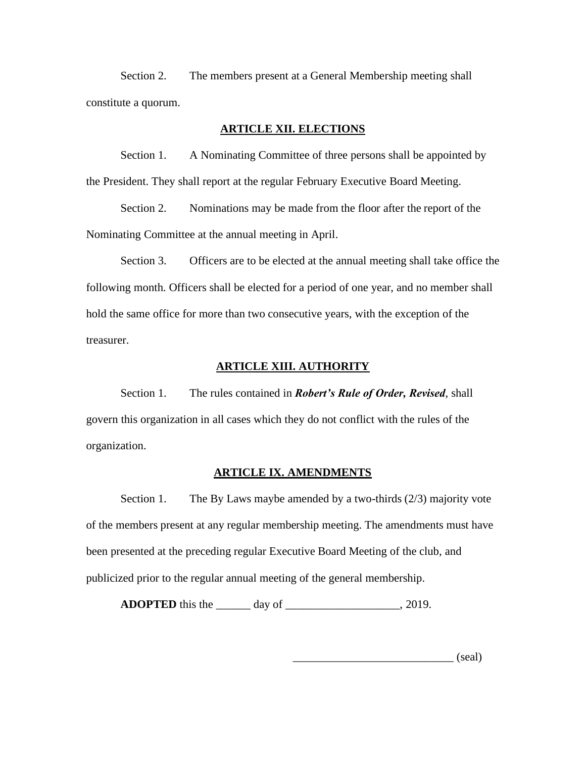Section 2. The members present at a General Membership meeting shall constitute a quorum.

## ARTICLE XII. ELECTIONS

Section 1. A Nominating Committee of three persons shall be appointed by the President. They shall report at the regular February Executive Board Meeting.

Section 2. Nominations may be made from the floor after the report of the Nominating Committee at the annual meeting in April.

Section 3. Officers are to be elected at the annual meeting shall take office the following month. Officers shall be elected for a period of one year, and no member shall hold the same office for more than two consecutive years, with the exception of the treasurer.

## ARTICLE XIII. AUTHORITY

Section 1. The rules contained in ***Robert's Rule of Order, Revised***, shall govern this organization in all cases which they do not conflict with the rules of the organization.

## ARTICLE IX. AMENDMENTS

Section 1. The By Laws maybe amended by a two-thirds (2/3) majority vote of the members present at any regular membership meeting. The amendments must have been presented at the preceding regular Executive Board Meeting of the club, and publicized prior to the regular annual meeting of the general membership.

**ADOPTED** this the ______ day of ___________________, 2019.

___________________________ (seal)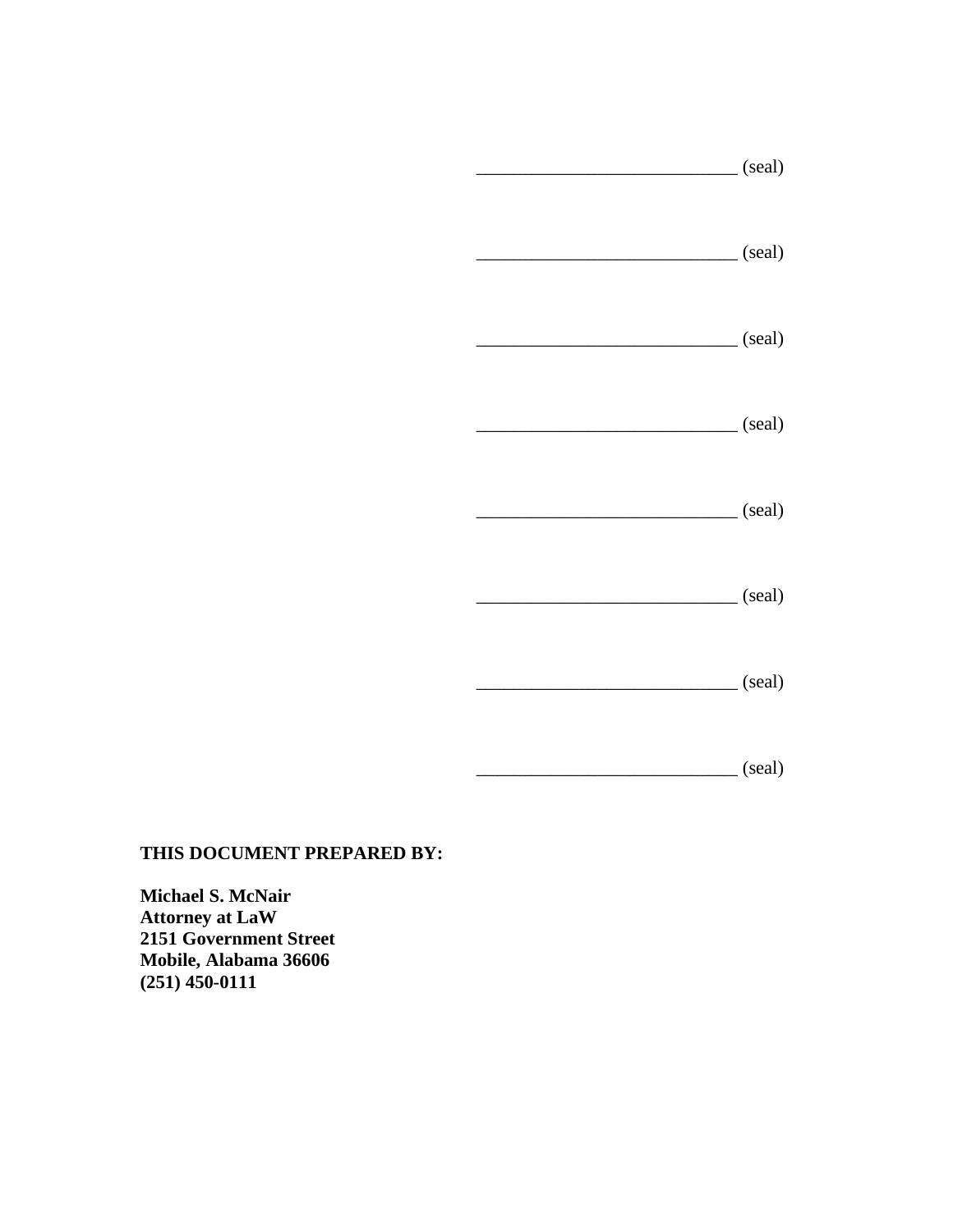\_\_\_\_\_\_\_\_\_\_\_\_\_\_\_\_\_\_\_\_\_\_\_\_\_\_\_\_ (seal)

\_\_\_\_\_\_\_\_\_\_\_\_\_\_\_\_\_\_\_\_\_\_\_\_\_\_\_\_ (seal)

\_\_\_\_\_\_\_\_\_\_\_\_\_\_\_\_\_\_\_\_\_\_\_\_\_\_\_\_ (seal)

\_\_\_\_\_\_\_\_\_\_\_\_\_\_\_\_\_\_\_\_\_\_\_\_\_\_\_\_ (seal)

\_\_\_\_\_\_\_\_\_\_\_\_\_\_\_\_\_\_\_\_\_\_\_\_\_\_\_\_ (seal)

\_\_\_\_\_\_\_\_\_\_\_\_\_\_\_\_\_\_\_\_\_\_\_\_\_\_\_\_ (seal)

\_\_\_\_\_\_\_\_\_\_\_\_\_\_\_\_\_\_\_\_\_\_\_\_\_\_\_\_ (seal)

\_\_\_\_\_\_\_\_\_\_\_\_\_\_\_\_\_\_\_\_\_\_\_\_\_\_\_\_ (seal)

**THIS DOCUMENT PREPARED BY:**

**Michael S. McNair**
**Attorney at LaW**
**2151 Government Street**
**Mobile, Alabama 36606**
**(251) 450-0111**